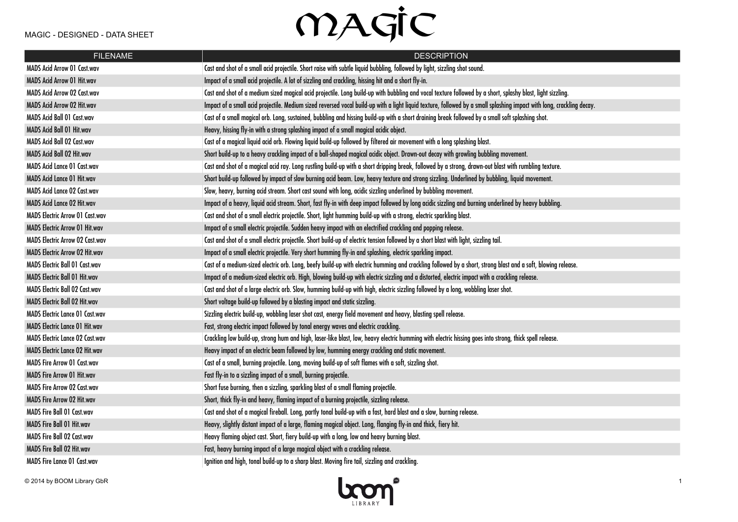# MAGIC

MAGIC - DESIGNED - DATA SHEET

| FILENAME | DESCRIPTION |
|---|---|
| MADS Acid Arrow 01 Cast.wav | Cast and shot of a small acid projectile. Short raise with subtle liquid bubbling, followed by light, sizzling shot sound. |
| MADS Acid Arrow 01 Hit.wav | Impact of a small acid projectile. A lot of sizzling and crackling, hissing hit and a short fly-in. |
| MADS Acid Arrow 02 Cast.wav | Cast and shot of a medium sized magical acid projectile. Long build-up with bubbling and vocal texture followed by a short, splashy blast, light sizzling. |
| MADS Acid Arrow 02 Hit.wav | Impact of a small acid projectile. Medium sized reversed vocal build-up with a light liquid texture, followed by a small splashing impact with long, crackling decay. |
| MADS Acid Ball 01 Cast.wav | Cast of a small magical orb. Long, sustained, bubbling and hissing build-up with a short draining break followed by a small soft splashing shot. |
| MADS Acid Ball 01 Hit.wav | Heavy, hissing fly-in with a strong splashing impact of a small magical acidic object. |
| MADS Acid Ball 02 Cast.wav | Cast of a magical liquid acid orb. Flowing liquid build-up followed by filtered air movement with a long splashing blast. |
| MADS Acid Ball 02 Hit.wav | Short build-up to a heavy crackling impact of a ball-shaped magical acidic object. Drawn-out decay with growling bubbling movement. |
| MADS Acid Lance 01 Cast.wav | Cast and shot of a magical acid ray. Long rustling build-up with a short dripping break, followed by a strong, drawn-out blast with rumbling texture. |
| MADS Acid Lance 01 Hit.wav | Short build-up followed by impact of slow burning acid beam. Low, heavy texture and strong sizzling. Underlined by bubbling, liquid movement. |
| MADS Acid Lance 02 Cast.wav | Slow, heavy, burning acid stream. Short cast sound with long, acidic sizzling underlined by bubbling movement. |
| MADS Acid Lance 02 Hit.wav | Impact of a heavy, liquid acid stream. Short, fast fly-in with deep impact followed by long acidic sizzling and burning underlined by heavy bubbling. |
| MADS Electric Arrow 01 Cast.wav | Cast and shot of a small electric projectile. Short, light humming build-up with a strong, electric sparkling blast. |
| MADS Electric Arrow 01 Hit.wav | Impact of a small electric projectile. Sudden heavy impact with an electrified crackling and popping release. |
| MADS Electric Arrow 02 Cast.wav | Cast and shot of a small electric projectile. Short build-up of electric tension followed by a short blast with light, sizzling tail. |
| MADS Electric Arrow 02 Hit.wav | Impact of a small electric projectile. Very short humming fly-in and splashing, electric sparkling impact. |
| MADS Electric Ball 01 Cast.wav | Cast of a medium-sized electric orb. Long, beefy build-up with electric humming and crackling followed by a short, strong blast and a soft, blowing release. |
| MADS Electric Ball 01 Hit.wav | Impact of a medium-sized electric orb. High, blowing build-up with electric sizzling and a distorted, electric impact with a crackling release. |
| MADS Electric Ball 02 Cast.wav | Cast and shot of a large electric orb. Slow, humming build-up with high, electric sizzling followed by a long, wobbling laser shot. |
| MADS Electric Ball 02 Hit.wav | Short voltage build-up followed by a blasting impact and static sizzling. |
| MADS Electric Lance 01 Cast.wav | Sizzling electric build-up, wobbling laser shot cast, energy field movement and heavy, blasting spell release. |
| MADS Electric Lance 01 Hit.wav | Fast, strong electric impact followed by tonal energy waves and electric crackling. |
| MADS Electric Lance 02 Cast.wav | Crackling low build-up, strong hum and high, laser-like blast, low, heavy electric humming with electric hissing goes into strong, thick spell release. |
| MADS Electric Lance 02 Hit.wav | Heavy impact of an electric beam followed by low, humming energy crackling and static movement. |
| MADS Fire Arrow 01 Cast.wav | Cast of a small, burning projectile. Long, moving build-up of soft flames with a soft, sizzling shot. |
| MADS Fire Arrow 01 Hit.wav | Fast fly-in to a sizzling impact of a small, burning projectile. |
| MADS Fire Arrow 02 Cast.wav | Short fuse burning, then a sizzling, sparkling blast of a small flaming projectile. |
| MADS Fire Arrow 02 Hit.wav | Short, thick fly-in and heavy, flaming impact of a burning projectile, sizzling release. |
| MADS Fire Ball 01 Cast.wav | Cast and shot of a magical fireball. Long, partly tonal build-up with a fast, hard blast and a slow, burning release. |
| MADS Fire Ball 01 Hit.wav | Heavy, slightly distant impact of a large, flaming magical object. Long, flanging fly-in and thick, fiery hit. |
| MADS Fire Ball 02 Cast.wav | Heavy flaming object cast. Short, fiery build-up with a long, low and heavy burning blast. |
| MADS Fire Ball 02 Hit.wav | Fast, heavy burning impact of a large magical object with a crackling release. |
| MADS Fire Lance 01 Cast.wav | Ignition and high, tonal build-up to a sharp blast. Moving fire tail, sizzling and crackling. |

© 2014 by BOOM Library GbR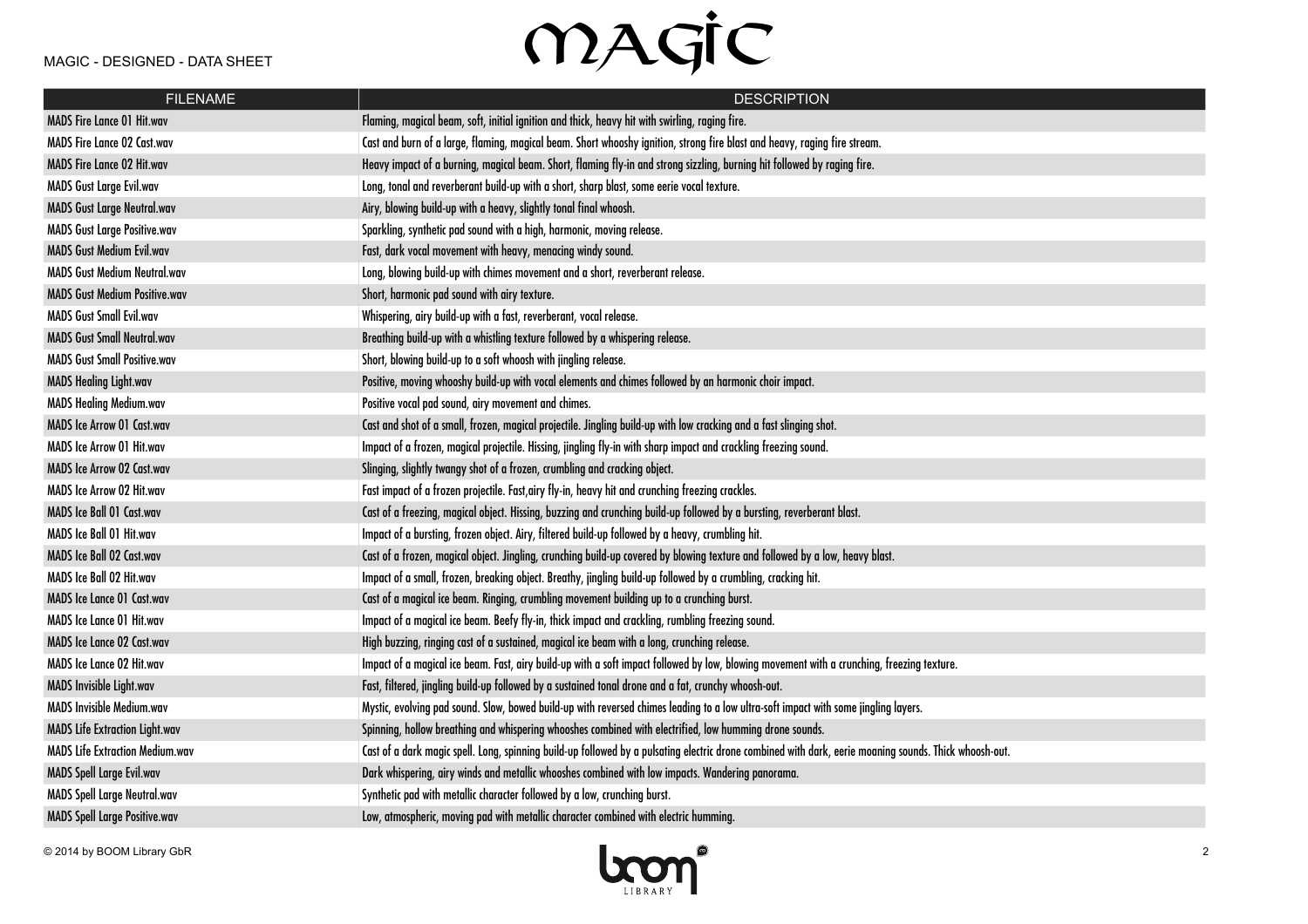| FILENAME | DESCRIPTION |
|---|---|
| MADS Fire Lance 01 Hit.wav | Flaming, magical beam, soft, initial ignition and thick, heavy hit with swirling, raging fire. |
| MADS Fire Lance 02 Cast.wav | Cast and burn of a large, flaming, magical beam. Short whooshy ignition, strong fire blast and heavy, raging fire stream. |
| MADS Fire Lance 02 Hit.wav | Heavy impact of a burning, magical beam. Short, flaming fly-in and strong sizzling, burning hit followed by raging fire. |
| MADS Gust Large Evil.wav | Long, tonal and reverberant build-up with a short, sharp blast, some eerie vocal texture. |
| MADS Gust Large Neutral.wav | Airy, blowing build-up with a heavy, slightly tonal final whoosh. |
| MADS Gust Large Positive.wav | Sparkling, synthetic pad sound with a high, harmonic, moving release. |
| MADS Gust Medium Evil.wav | Fast, dark vocal movement with heavy, menacing windy sound. |
| MADS Gust Medium Neutral.wav | Long, blowing build-up with chimes movement and a short, reverberant release. |
| MADS Gust Medium Positive.wav | Short, harmonic pad sound with airy texture. |
| MADS Gust Small Evil.wav | Whispering, airy build-up with a fast, reverberant, vocal release. |
| MADS Gust Small Neutral.wav | Breathing build-up with a whistling texture followed by a whispering release. |
| MADS Gust Small Positive.wav | Short, blowing build-up to a soft whoosh with jingling release. |
| MADS Healing Light.wav | Positive, moving whooshy build-up with vocal elements and chimes followed by an harmonic choir impact. |
| MADS Healing Medium.wav | Positive vocal pad sound, airy movement and chimes. |
| MADS Ice Arrow 01 Cast.wav | Cast and shot of a small, frozen, magical projectile. Jingling build-up with low cracking and a fast slinging shot. |
| MADS Ice Arrow 01 Hit.wav | Impact of a frozen, magical projectile. Hissing, jingling fly-in with sharp impact and crackling freezing sound. |
| MADS Ice Arrow 02 Cast.wav | Slinging, slightly twangy shot of a frozen, crumbling and cracking object. |
| MADS Ice Arrow 02 Hit.wav | Fast impact of a frozen projectile. Fast,airy fly-in, heavy hit and crunching freezing crackles. |
| MADS Ice Ball 01 Cast.wav | Cast of a freezing, magical object. Hissing, buzzing and crunching build-up followed by a bursting, reverberant blast. |
| MADS Ice Ball 01 Hit.wav | Impact of a bursting, frozen object. Airy, filtered build-up followed by a heavy, crumbling hit. |
| MADS Ice Ball 02 Cast.wav | Cast of a frozen, magical object. Jingling, crunching build-up covered by blowing texture and followed by a low, heavy blast. |
| MADS Ice Ball 02 Hit.wav | Impact of a small, frozen, breaking object. Breathy, jingling build-up followed by a crumbling, cracking hit. |
| MADS Ice Lance 01 Cast.wav | Cast of a magical ice beam. Ringing, crumbling movement building up to a crunching burst. |
| MADS Ice Lance 01 Hit.wav | Impact of a magical ice beam. Beefy fly-in, thick impact and crackling, rumbling freezing sound. |
| MADS Ice Lance 02 Cast.wav | High buzzing, ringing cast of a sustained, magical ice beam with a long, crunching release. |
| MADS Ice Lance 02 Hit.wav | Impact of a magical ice beam. Fast, airy build-up with a soft impact followed by low, blowing movement with a crunching, freezing texture. |
| MADS Invisible Light.wav | Fast, filtered, jingling build-up followed by a sustained tonal drone and a fat, crunchy whoosh-out. |
| MADS Invisible Medium.wav | Mystic, evolving pad sound. Slow, bowed build-up with reversed chimes leading to a low ultra-soft impact with some jingling layers. |
| MADS Life Extraction Light.wav | Spinning, hollow breathing and whispering whooshes combined with electrified, low humming drone sounds. |
| MADS Life Extraction Medium.wav | Cast of a dark magic spell. Long, spinning build-up followed by a pulsating electric drone combined with dark, eerie moaning sounds. Thick whoosh-out. |
| MADS Spell Large Evil.wav | Dark whispering, airy winds and metallic whooshes combined with low impacts. Wandering panorama. |
| MADS Spell Large Neutral.wav | Synthetic pad with metallic character followed by a low, crunching burst. |
| MADS Spell Large Positive.wav | Low, atmospheric, moving pad with metallic character combined with electric humming. |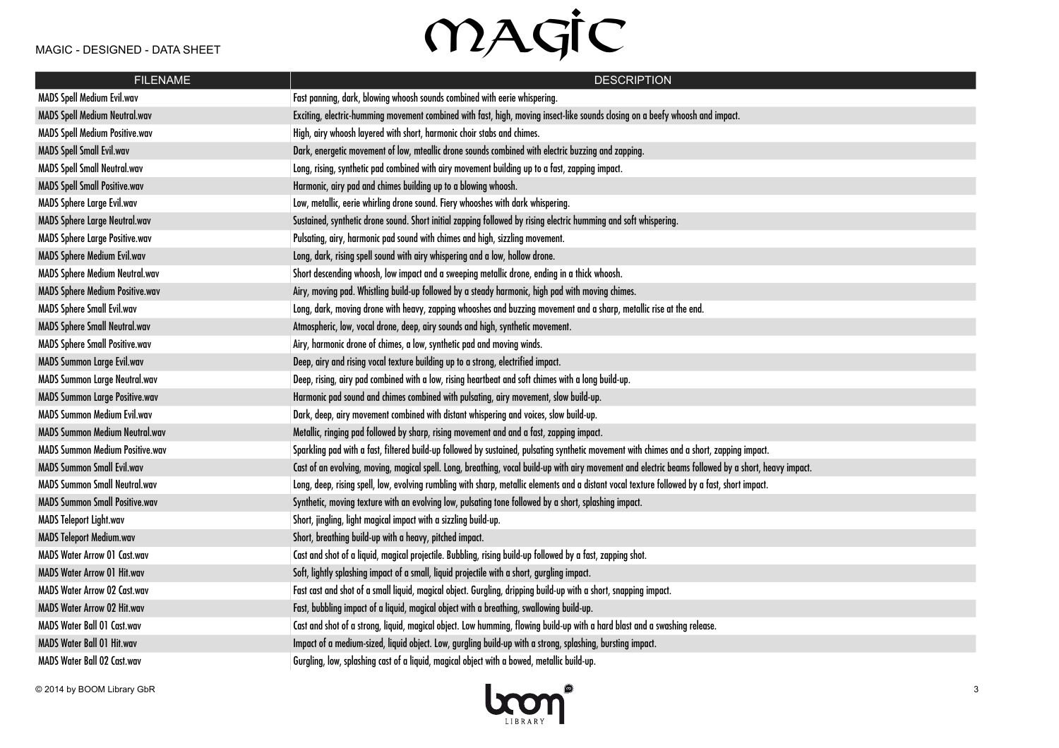| FILENAME | DESCRIPTION |
|---|---|
| MADS Spell Medium Evil.wav | Fast panning, dark, blowing whoosh sounds combined with eerie whispering. |
| MADS Spell Medium Neutral.wav | Exciting, electric-humming movement combined with fast, high, moving insect-like sounds closing on a beefy whoosh and impact. |
| MADS Spell Medium Positive.wav | High, airy whoosh layered with short, harmonic choir stabs and chimes. |
| MADS Spell Small Evil.wav | Dark, energetic movement of low, mteallic drone sounds combined with electric buzzing and zapping. |
| MADS Spell Small Neutral.wav | Long, rising, synthetic pad combined with airy movement building up to a fast, zapping impact. |
| MADS Spell Small Positive.wav | Harmonic, airy pad and chimes building up to a blowing whoosh. |
| MADS Sphere Large Evil.wav | Low, metallic, eerie whirling drone sound. Fiery whooshes with dark whispering. |
| MADS Sphere Large Neutral.wav | Sustained, synthetic drone sound. Short initial zapping followed by rising electric humming and soft whispering. |
| MADS Sphere Large Positive.wav | Pulsating, airy, harmonic pad sound with chimes and high, sizzling movement. |
| MADS Sphere Medium Evil.wav | Long, dark, rising spell sound with airy whispering and a low, hollow drone. |
| MADS Sphere Medium Neutral.wav | Short descending whoosh, low impact and a sweeping metallic drone, ending in a thick whoosh. |
| MADS Sphere Medium Positive.wav | Airy, moving pad. Whistling build-up followed by a steady harmonic, high pad with moving chimes. |
| MADS Sphere Small Evil.wav | Long, dark, moving drone with heavy, zapping whooshes and buzzing movement and a sharp, metallic rise at the end. |
| MADS Sphere Small Neutral.wav | Atmospheric, low, vocal drone, deep, airy sounds and high, synthetic movement. |
| MADS Sphere Small Positive.wav | Airy, harmonic drone of chimes, a low, synthetic pad and moving winds. |
| MADS Summon Large Evil.wav | Deep, airy and rising vocal texture building up to a strong, electrified impact. |
| MADS Summon Large Neutral.wav | Deep, rising, airy pad combined with a low, rising heartbeat and soft chimes with a long build-up. |
| MADS Summon Large Positive.wav | Harmonic pad sound and chimes combined with pulsating, airy movement, slow build-up. |
| MADS Summon Medium Evil.wav | Dark, deep, airy movement combined with distant whispering and voices, slow build-up. |
| MADS Summon Medium Neutral.wav | Metallic, ringing pad followed by sharp, rising movement and and a fast, zapping impact. |
| MADS Summon Medium Positive.wav | Sparkling pad with a fast, filtered build-up followed by sustained, pulsating synthetic movement with chimes and a short, zapping impact. |
| MADS Summon Small Evil.wav | Cast of an evolving, moving, magical spell. Long, breathing, vocal build-up with airy movement and electric beams followed by a short, heavy impact. |
| MADS Summon Small Neutral.wav | Long, deep, rising spell, low, evolving rumbling with sharp, metallic elements and a distant vocal texture followed by a fast, short impact. |
| MADS Summon Small Positive.wav | Synthetic, moving texture with an evolving low, pulsating tone followed by a short, splashing impact. |
| MADS Teleport Light.wav | Short, jingling, light magical impact with a sizzling build-up. |
| MADS Teleport Medium.wav | Short, breathing build-up with a heavy, pitched impact. |
| MADS Water Arrow 01 Cast.wav | Cast and shot of a liquid, magical projectile. Bubbling, rising build-up followed by a fast, zapping shot. |
| MADS Water Arrow 01 Hit.wav | Soft, lightly splashing impact of a small, liquid projectile with a short, gurgling impact. |
| MADS Water Arrow 02 Cast.wav | Fast cast and shot of a small liquid, magical object. Gurgling, dripping build-up with a short, snapping impact. |
| MADS Water Arrow 02 Hit.wav | Fast, bubbling impact of a liquid, magical object with a breathing, swallowing build-up. |
| MADS Water Ball 01 Cast.wav | Cast and shot of a strong, liquid, magical object. Low humming, flowing build-up with a hard blast and a swashing release. |
| MADS Water Ball 01 Hit.wav | Impact of a medium-sized, liquid object. Low, gurgling build-up with a strong, splashing, bursting impact. |
| MADS Water Ball 02 Cast.wav | Gurgling, low, splashing cast of a liquid, magical object with a bowed, metallic build-up. |

© 2014 by BOOM Library GbR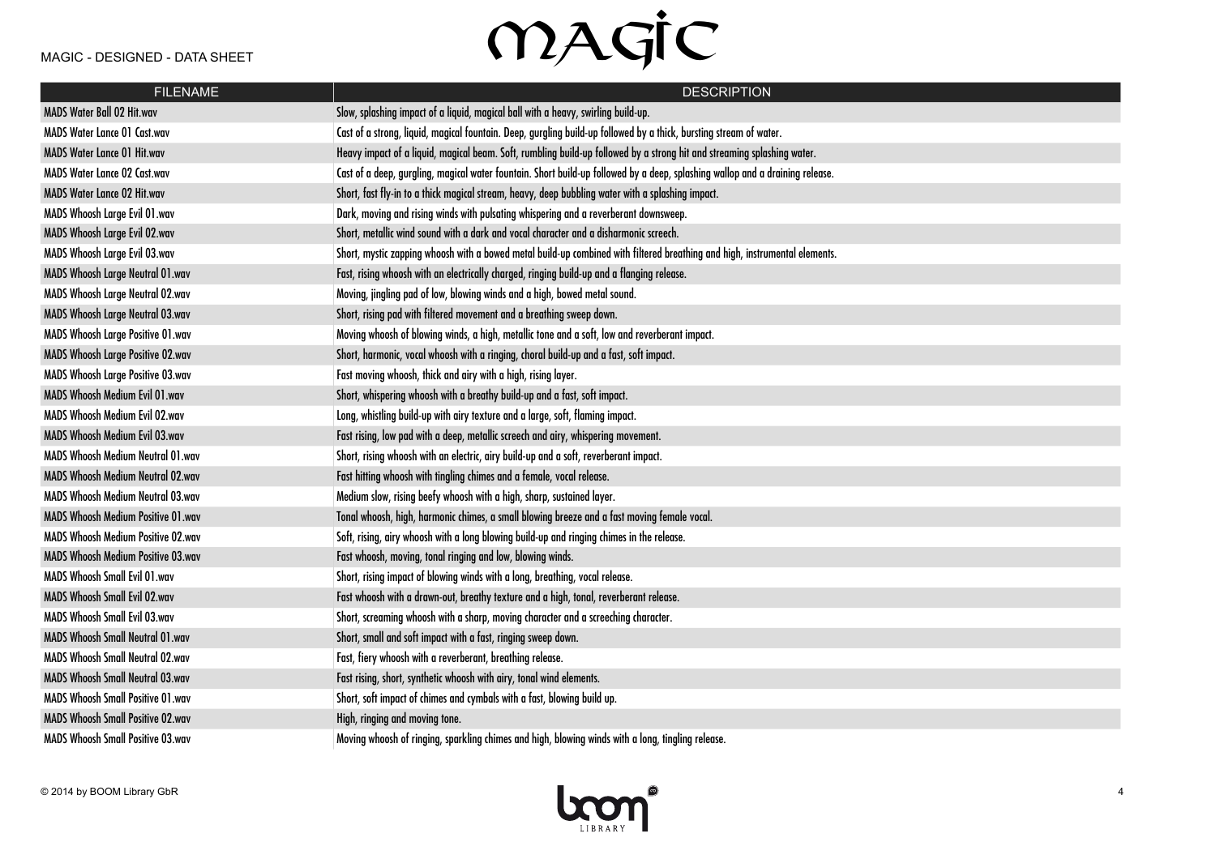| FILENAME | DESCRIPTION |
|---|---|
| MADS Water Ball 02 Hit.wav | Slow, splashing impact of a liquid, magical ball with a heavy, swirling build-up. |
| MADS Water Lance 01 Cast.wav | Cast of a strong, liquid, magical fountain. Deep, gurgling build-up followed by a thick, bursting stream of water. |
| MADS Water Lance 01 Hit.wav | Heavy impact of a liquid, magical beam. Soft, rumbling build-up followed by a strong hit and streaming splashing water. |
| MADS Water Lance 02 Cast.wav | Cast of a deep, gurgling, magical water fountain. Short build-up followed by a deep, splashing wallop and a draining release. |
| MADS Water Lance 02 Hit.wav | Short, fast fly-in to a thick magical stream, heavy, deep bubbling water with a splashing impact. |
| MADS Whoosh Large Evil 01.wav | Dark, moving and rising winds with pulsating whispering and a reverberant downsweep. |
| MADS Whoosh Large Evil 02.wav | Short, metallic wind sound with a dark and vocal character and a disharmonic screech. |
| MADS Whoosh Large Evil 03.wav | Short, mystic zapping whoosh with a bowed metal build-up combined with filtered breathing and high, instrumental elements. |
| MADS Whoosh Large Neutral 01.wav | Fast, rising whoosh with an electrically charged, ringing build-up and a flanging release. |
| MADS Whoosh Large Neutral 02.wav | Moving, jingling pad of low, blowing winds and a high, bowed metal sound. |
| MADS Whoosh Large Neutral 03.wav | Short, rising pad with filtered movement and a breathing sweep down. |
| MADS Whoosh Large Positive 01.wav | Moving whoosh of blowing winds, a high, metallic tone and a soft, low and reverberant impact. |
| MADS Whoosh Large Positive 02.wav | Short, harmonic, vocal whoosh with a ringing, choral build-up and a fast, soft impact. |
| MADS Whoosh Large Positive 03.wav | Fast moving whoosh, thick and airy with a high, rising layer. |
| MADS Whoosh Medium Evil 01.wav | Short, whispering whoosh with a breathy build-up and a fast, soft impact. |
| MADS Whoosh Medium Evil 02.wav | Long, whistling build-up with airy texture and a large, soft, flaming impact. |
| MADS Whoosh Medium Evil 03.wav | Fast rising, low pad with a deep, metallic screech and airy, whispering movement. |
| MADS Whoosh Medium Neutral 01.wav | Short, rising whoosh with an electric, airy build-up and a soft, reverberant impact. |
| MADS Whoosh Medium Neutral 02.wav | Fast hitting whoosh with tingling chimes and a female, vocal release. |
| MADS Whoosh Medium Neutral 03.wav | Medium slow, rising beefy whoosh with a high, sharp, sustained layer. |
| MADS Whoosh Medium Positive 01.wav | Tonal whoosh, high, harmonic chimes, a small blowing breeze and a fast moving female vocal. |
| MADS Whoosh Medium Positive 02.wav | Soft, rising, airy whoosh with a long blowing build-up and ringing chimes in the release. |
| MADS Whoosh Medium Positive 03.wav | Fast whoosh, moving, tonal ringing and low, blowing winds. |
| MADS Whoosh Small Evil 01.wav | Short, rising impact of blowing winds with a long, breathing, vocal release. |
| MADS Whoosh Small Evil 02.wav | Fast whoosh with a drawn-out, breathy texture and a high, tonal, reverberant release. |
| MADS Whoosh Small Evil 03.wav | Short, screaming whoosh with a sharp, moving character and a screeching character. |
| MADS Whoosh Small Neutral 01.wav | Short, small and soft impact with a fast, ringing sweep down. |
| MADS Whoosh Small Neutral 02.wav | Fast, fiery whoosh with a reverberant, breathing release. |
| MADS Whoosh Small Neutral 03.wav | Fast rising, short, synthetic whoosh with airy, tonal wind elements. |
| MADS Whoosh Small Positive 01.wav | Short, soft impact of chimes and cymbals with a fast, blowing build up. |
| MADS Whoosh Small Positive 02.wav | High, ringing and moving tone. |
| MADS Whoosh Small Positive 03.wav | Moving whoosh of ringing, sparkling chimes and high, blowing winds with a long, tingling release. |

© 2014 by BOOM Library GbR